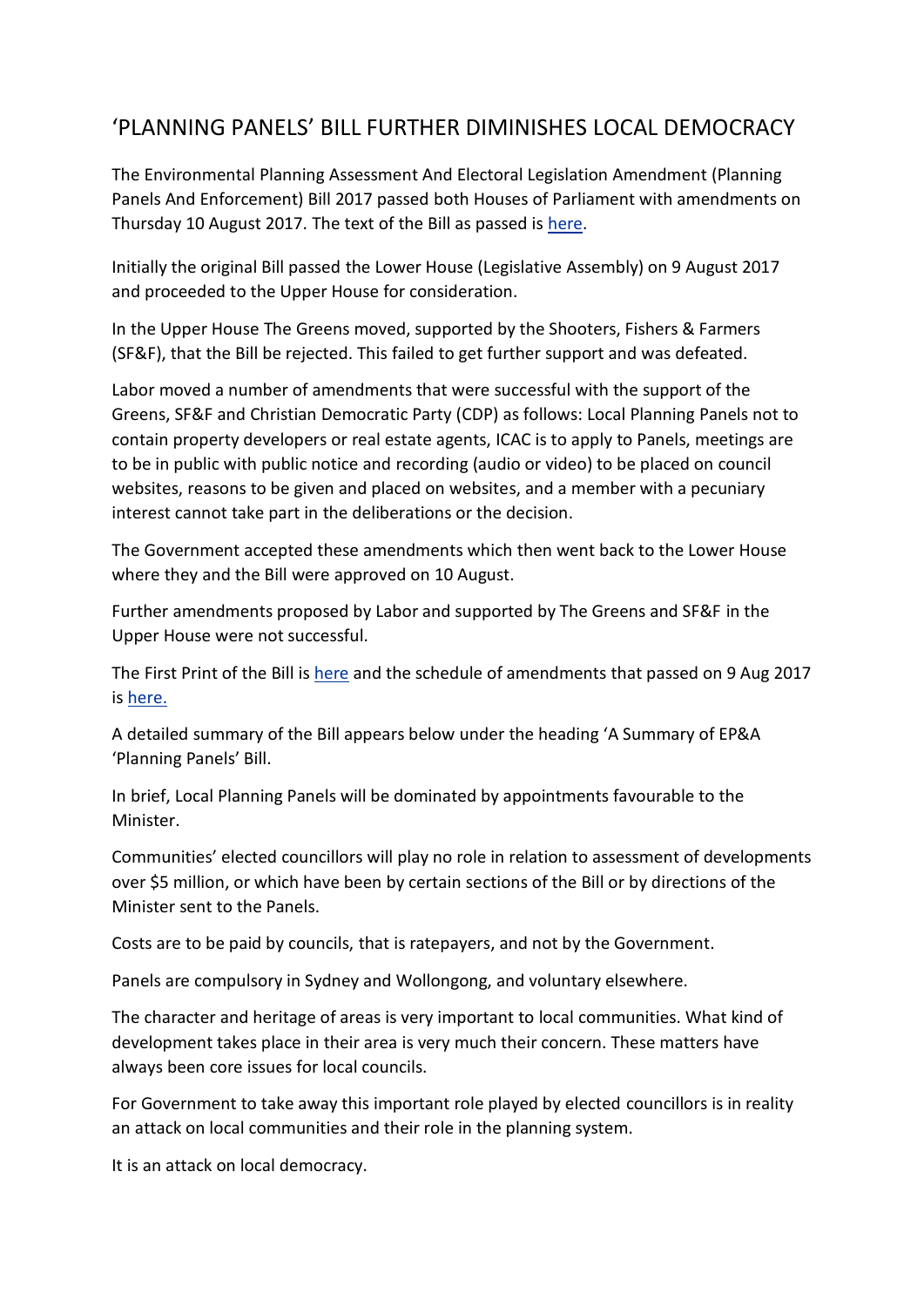# 'PLANNING PANELS' BILL FURTHER DIMINISHES LOCAL DEMOCRACY

The Environmental Planning Assessment And Electoral Legislation Amendment (Planning Panels And Enforcement) Bill 2017 passed both Houses of Parliament with amendments on Thursday 10 August 2017. The text of the Bill as passed is here.

Initially the original Bill passed the Lower House (Legislative Assembly) on 9 August 2017 and proceeded to the Upper House for consideration.

In the Upper House The Greens moved, supported by the Shooters, Fishers & Farmers (SF&F), that the Bill be rejected. This failed to get further support and was defeated.

Labor moved a number of amendments that were successful with the support of the Greens, SF&F and Christian Democratic Party (CDP) as follows: Local Planning Panels not to contain property developers or real estate agents, ICAC is to apply to Panels, meetings are to be in public with public notice and recording (audio or video) to be placed on council websites, reasons to be given and placed on websites, and a member with a pecuniary interest cannot take part in the deliberations or the decision.

The Government accepted these amendments which then went back to the Lower House where they and the Bill were approved on 10 August.

Further amendments proposed by Labor and supported by The Greens and SF&F in the Upper House were not successful.

The First Print of the Bill is here and the schedule of amendments that passed on 9 Aug 2017 is here.

A detailed summary of the Bill appears below under the heading 'A Summary of EP&A 'Planning Panels' Bill.

In brief, Local Planning Panels will be dominated by appointments favourable to the Minister.

Communities' elected councillors will play no role in relation to assessment of developments over $5 million, or which have been by certain sections of the Bill or by directions of the Minister sent to the Panels.

Costs are to be paid by councils, that is ratepayers, and not by the Government.

Panels are compulsory in Sydney and Wollongong, and voluntary elsewhere.

The character and heritage of areas is very important to local communities. What kind of development takes place in their area is very much their concern. These matters have always been core issues for local councils.

For Government to take away this important role played by elected councillors is in reality an attack on local communities and their role in the planning system.

It is an attack on local democracy.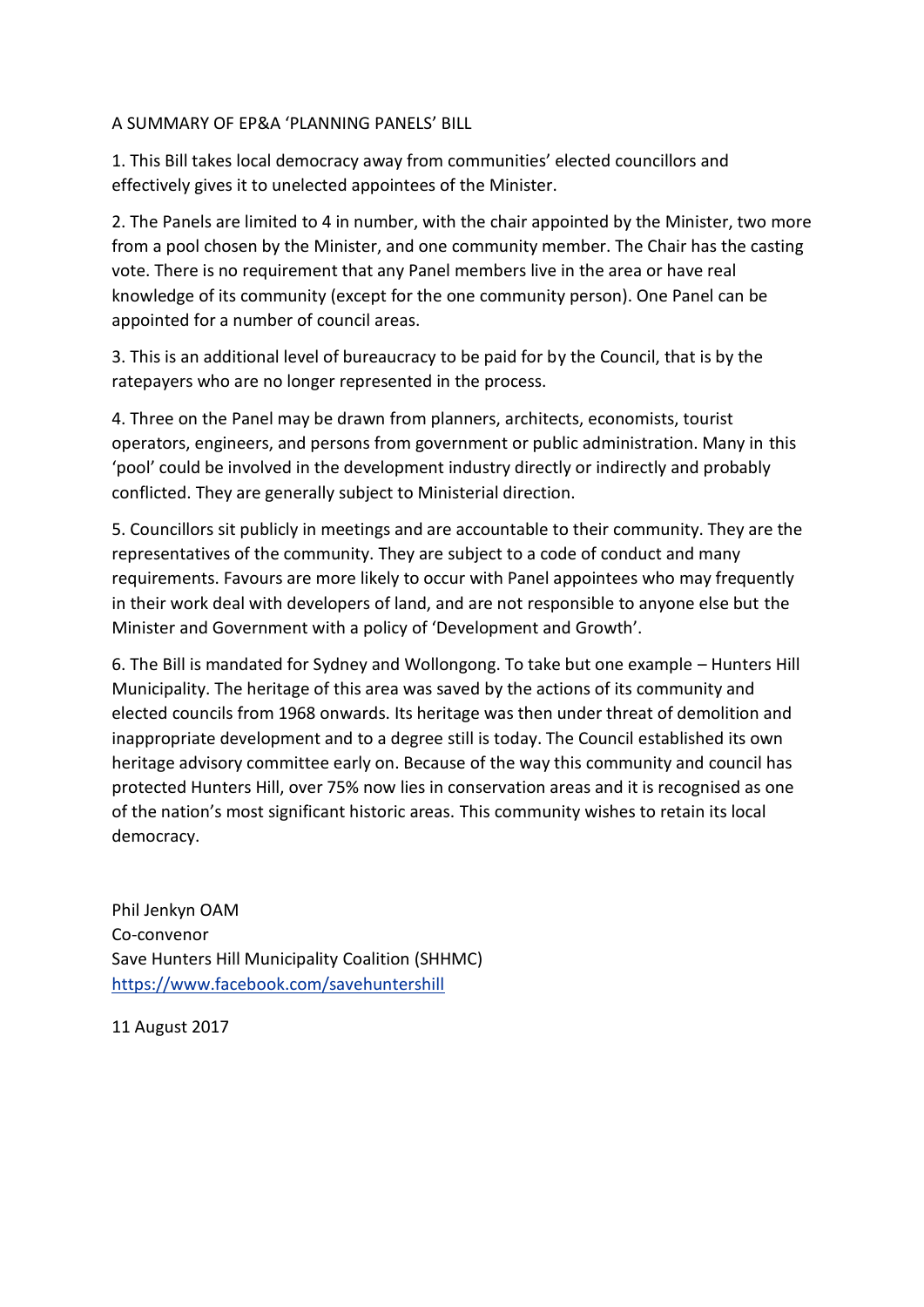# A SUMMARY OF EP&A 'PLANNING PANELS' BILL

1. This Bill takes local democracy away from communities' elected councillors and effectively gives it to unelected appointees of the Minister.

2. The Panels are limited to 4 in number, with the chair appointed by the Minister, two more from a pool chosen by the Minister, and one community member. The Chair has the casting vote. There is no requirement that any Panel members live in the area or have real knowledge of its community (except for the one community person). One Panel can be appointed for a number of council areas.

3. This is an additional level of bureaucracy to be paid for by the Council, that is by the ratepayers who are no longer represented in the process.

4. Three on the Panel may be drawn from planners, architects, economists, tourist operators, engineers, and persons from government or public administration. Many in this 'pool' could be involved in the development industry directly or indirectly and probably conflicted. They are generally subject to Ministerial direction.

5. Councillors sit publicly in meetings and are accountable to their community. They are the representatives of the community. They are subject to a code of conduct and many requirements. Favours are more likely to occur with Panel appointees who may frequently in their work deal with developers of land, and are not responsible to anyone else but the Minister and Government with a policy of 'Development and Growth'.

6. The Bill is mandated for Sydney and Wollongong. To take but one example – Hunters Hill Municipality. The heritage of this area was saved by the actions of its community and elected councils from 1968 onwards. Its heritage was then under threat of demolition and inappropriate development and to a degree still is today. The Council established its own heritage advisory committee early on. Because of the way this community and council has protected Hunters Hill, over 75% now lies in conservation areas and it is recognised as one of the nation's most significant historic areas. This community wishes to retain its local democracy.

Phil Jenkyn OAM
Co-convenor
Save Hunters Hill Municipality Coalition (SHHMC)
https://www.facebook.com/savehuntershill

11 August 2017